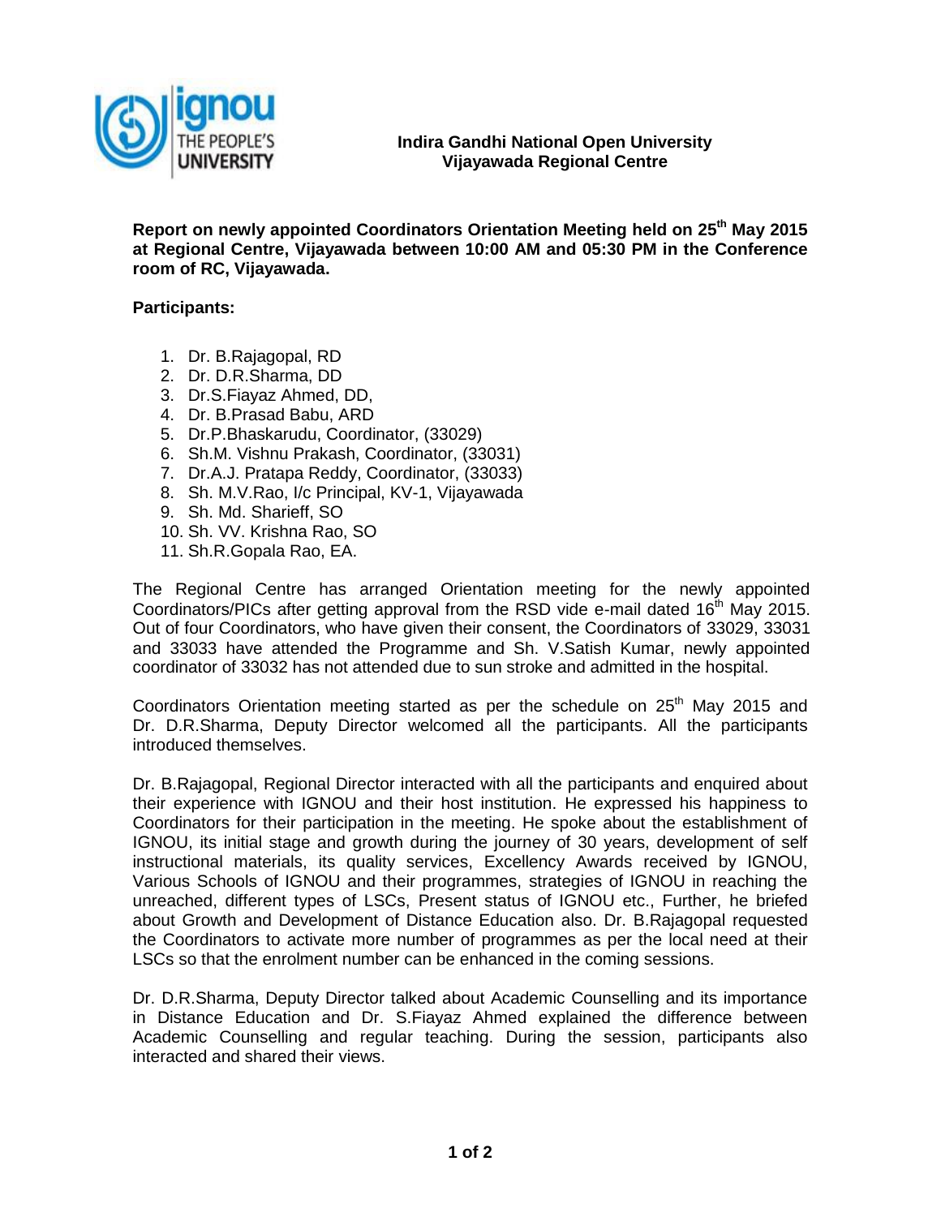**Indira Gandhi National Open University**
**Vijayawada Regional Centre**

**Report on newly appointed Coordinators Orientation Meeting held on 25th May 2015 at Regional Centre, Vijayawada between 10:00 AM and 05:30 PM in the Conference room of RC, Vijayawada.**

**Participants:**

1. Dr. B.Rajagopal, RD
2. Dr. D.R.Sharma, DD
3. Dr.S.Fiayaz Ahmed, DD,
4. Dr. B.Prasad Babu, ARD
5. Dr.P.Bhaskarudu, Coordinator, (33029)
6. Sh.M. Vishnu Prakash, Coordinator, (33031)
7. Dr.A.J. Pratapa Reddy, Coordinator, (33033)
8. Sh. M.V.Rao, I/c Principal, KV-1, Vijayawada
9. Sh. Md. Sharieff, SO
10. Sh. VV. Krishna Rao, SO
11. Sh.R.Gopala Rao, EA.

The Regional Centre has arranged Orientation meeting for the newly appointed Coordinators/PICs after getting approval from the RSD vide e-mail dated 16th May 2015. Out of four Coordinators, who have given their consent, the Coordinators of 33029, 33031 and 33033 have attended the Programme and Sh. V.Satish Kumar, newly appointed coordinator of 33032 has not attended due to sun stroke and admitted in the hospital.

Coordinators Orientation meeting started as per the schedule on 25th May 2015 and Dr. D.R.Sharma, Deputy Director welcomed all the participants. All the participants introduced themselves.

Dr. B.Rajagopal, Regional Director interacted with all the participants and enquired about their experience with IGNOU and their host institution. He expressed his happiness to Coordinators for their participation in the meeting. He spoke about the establishment of IGNOU, its initial stage and growth during the journey of 30 years, development of self instructional materials, its quality services, Excellency Awards received by IGNOU, Various Schools of IGNOU and their programmes, strategies of IGNOU in reaching the unreached, different types of LSCs, Present status of IGNOU etc., Further, he briefed about Growth and Development of Distance Education also. Dr. B.Rajagopal requested the Coordinators to activate more number of programmes as per the local need at their LSCs so that the enrolment number can be enhanced in the coming sessions.

Dr. D.R.Sharma, Deputy Director talked about Academic Counselling and its importance in Distance Education and Dr. S.Fiayaz Ahmed explained the difference between Academic Counselling and regular teaching. During the session, participants also interacted and shared their views.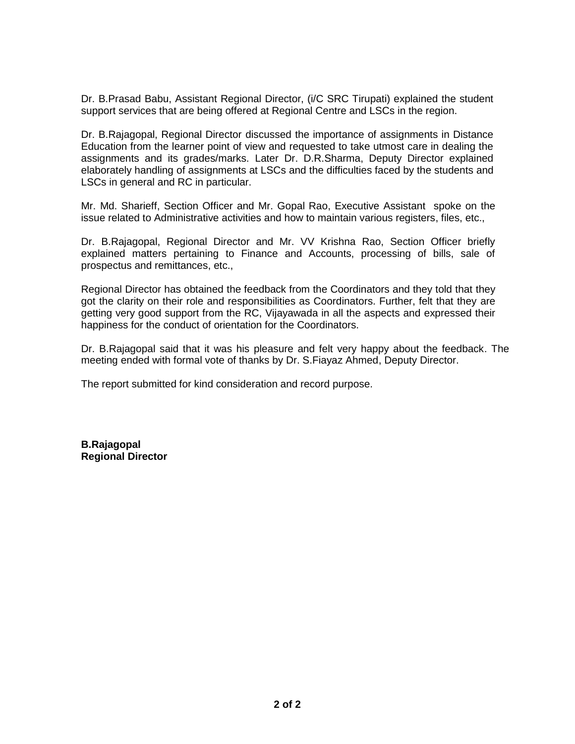Dr. B.Prasad Babu, Assistant Regional Director, (i/C SRC Tirupati) explained the student support services that are being offered at Regional Centre and LSCs in the region.

Dr. B.Rajagopal, Regional Director discussed the importance of assignments in Distance Education from the learner point of view and requested to take utmost care in dealing the assignments and its grades/marks. Later Dr. D.R.Sharma, Deputy Director explained elaborately handling of assignments at LSCs and the difficulties faced by the students and LSCs in general and RC in particular.

Mr. Md. Sharieff, Section Officer and Mr. Gopal Rao, Executive Assistant spoke on the issue related to Administrative activities and how to maintain various registers, files, etc.,

Dr. B.Rajagopal, Regional Director and Mr. VV Krishna Rao, Section Officer briefly explained matters pertaining to Finance and Accounts, processing of bills, sale of prospectus and remittances, etc.,

Regional Director has obtained the feedback from the Coordinators and they told that they got the clarity on their role and responsibilities as Coordinators. Further, felt that they are getting very good support from the RC, Vijayawada in all the aspects and expressed their happiness for the conduct of orientation for the Coordinators.

Dr. B.Rajagopal said that it was his pleasure and felt very happy about the feedback. The meeting ended with formal vote of thanks by Dr. S.Fiayaz Ahmed, Deputy Director.

The report submitted for kind consideration and record purpose.

**B.Rajagopal**
**Regional Director**